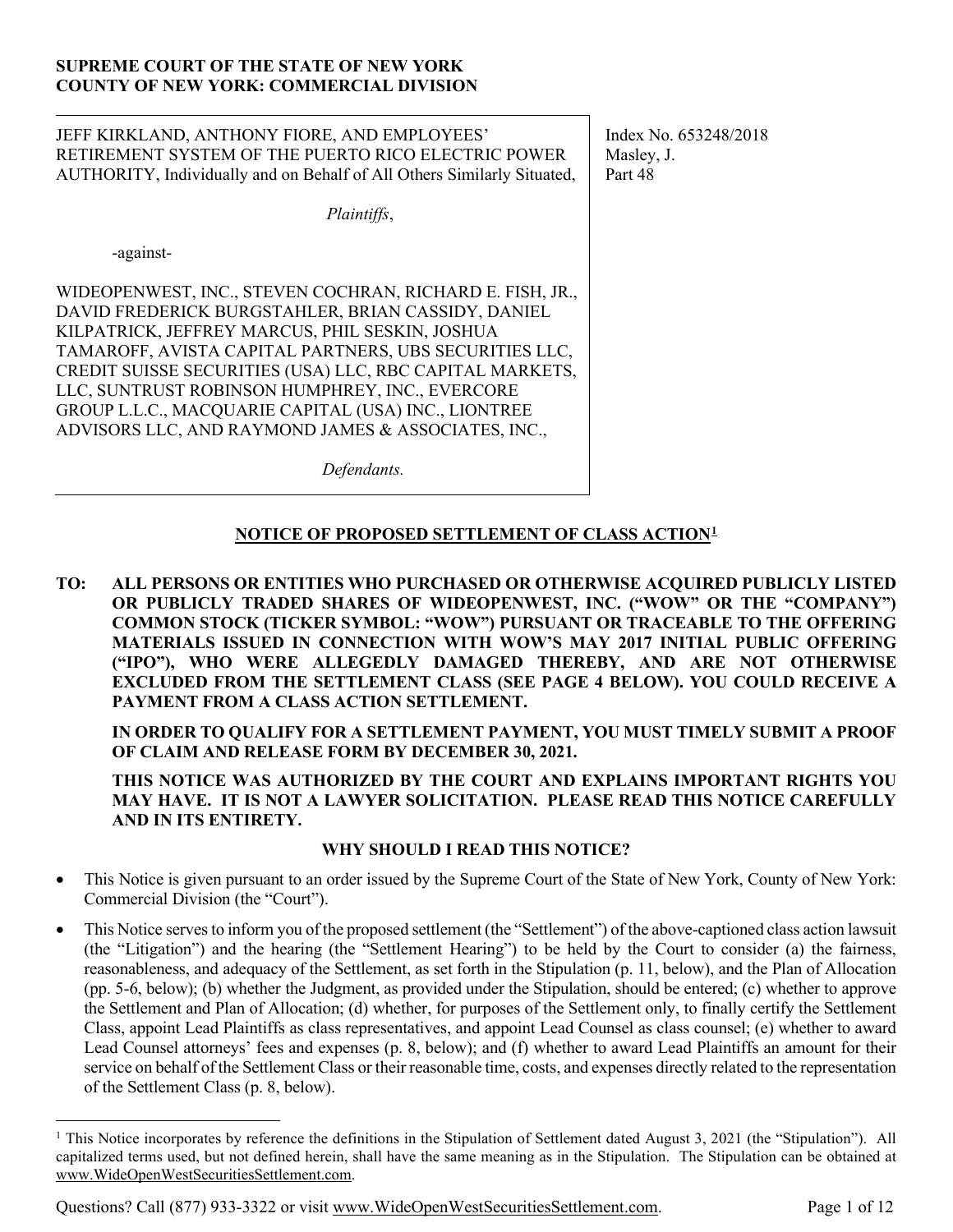**SUPREME COURT OF THE STATE OF NEW YORK**
**COUNTY OF NEW YORK: COMMERCIAL DIVISION**

JEFF KIRKLAND, ANTHONY FIORE, AND EMPLOYEES' RETIREMENT SYSTEM OF THE PUERTO RICO ELECTRIC POWER AUTHORITY, Individually and on Behalf of All Others Similarly Situated,

*Plaintiffs*,

-against-

WIDEOPENWEST, INC., STEVEN COCHRAN, RICHARD E. FISH, JR., DAVID FREDERICK BURGSTAHLER, BRIAN CASSIDY, DANIEL KILPATRICK, JEFFREY MARCUS, PHIL SESKIN, JOSHUA TAMAROFF, AVISTA CAPITAL PARTNERS, UBS SECURITIES LLC, CREDIT SUISSE SECURITIES (USA) LLC, RBC CAPITAL MARKETS, LLC, SUNTRUST ROBINSON HUMPHREY, INC., EVERCORE GROUP L.L.C., MACQUARIE CAPITAL (USA) INC., LIONTREE ADVISORS LLC, AND RAYMOND JAMES & ASSOCIATES, INC.,

*Defendants.*

Index No. 653248/2018
Masley, J.
Part 48

## NOTICE OF PROPOSED SETTLEMENT OF CLASS ACTION[1]

**TO: ALL PERSONS OR ENTITIES WHO PURCHASED OR OTHERWISE ACQUIRED PUBLICLY LISTED OR PUBLICLY TRADED SHARES OF WIDEOPENWEST, INC. ("WOW" OR THE "COMPANY") COMMON STOCK (TICKER SYMBOL: "WOW") PURSUANT OR TRACEABLE TO THE OFFERING MATERIALS ISSUED IN CONNECTION WITH WOW'S MAY 2017 INITIAL PUBLIC OFFERING ("IPO"), WHO WERE ALLEGEDLY DAMAGED THEREBY, AND ARE NOT OTHERWISE EXCLUDED FROM THE SETTLEMENT CLASS (SEE PAGE 4 BELOW). YOU COULD RECEIVE A PAYMENT FROM A CLASS ACTION SETTLEMENT.**

**IN ORDER TO QUALIFY FOR A SETTLEMENT PAYMENT, YOU MUST TIMELY SUBMIT A PROOF OF CLAIM AND RELEASE FORM BY DECEMBER 30, 2021.**

**THIS NOTICE WAS AUTHORIZED BY THE COURT AND EXPLAINS IMPORTANT RIGHTS YOU MAY HAVE. IT IS NOT A LAWYER SOLICITATION. PLEASE READ THIS NOTICE CAREFULLY AND IN ITS ENTIRETY.**

### WHY SHOULD I READ THIS NOTICE?

- This Notice is given pursuant to an order issued by the Supreme Court of the State of New York, County of New York: Commercial Division (the "Court").
- This Notice serves to inform you of the proposed settlement (the "Settlement") of the above-captioned class action lawsuit (the "Litigation") and the hearing (the "Settlement Hearing") to be held by the Court to consider (a) the fairness, reasonableness, and adequacy of the Settlement, as set forth in the Stipulation (p. 11, below), and the Plan of Allocation (pp. 5-6, below); (b) whether the Judgment, as provided under the Stipulation, should be entered; (c) whether to approve the Settlement and Plan of Allocation; (d) whether, for purposes of the Settlement only, to finally certify the Settlement Class, appoint Lead Plaintiffs as class representatives, and appoint Lead Counsel as class counsel; (e) whether to award Lead Counsel attorneys' fees and expenses (p. 8, below); and (f) whether to award Lead Plaintiffs an amount for their service on behalf of the Settlement Class or their reasonable time, costs, and expenses directly related to the representation of the Settlement Class (p. 8, below).

[1] This Notice incorporates by reference the definitions in the Stipulation of Settlement dated August 3, 2021 (the "Stipulation"). All capitalized terms used, but not defined herein, shall have the same meaning as in the Stipulation. The Stipulation can be obtained at www.WideOpenWestSecuritiesSettlement.com.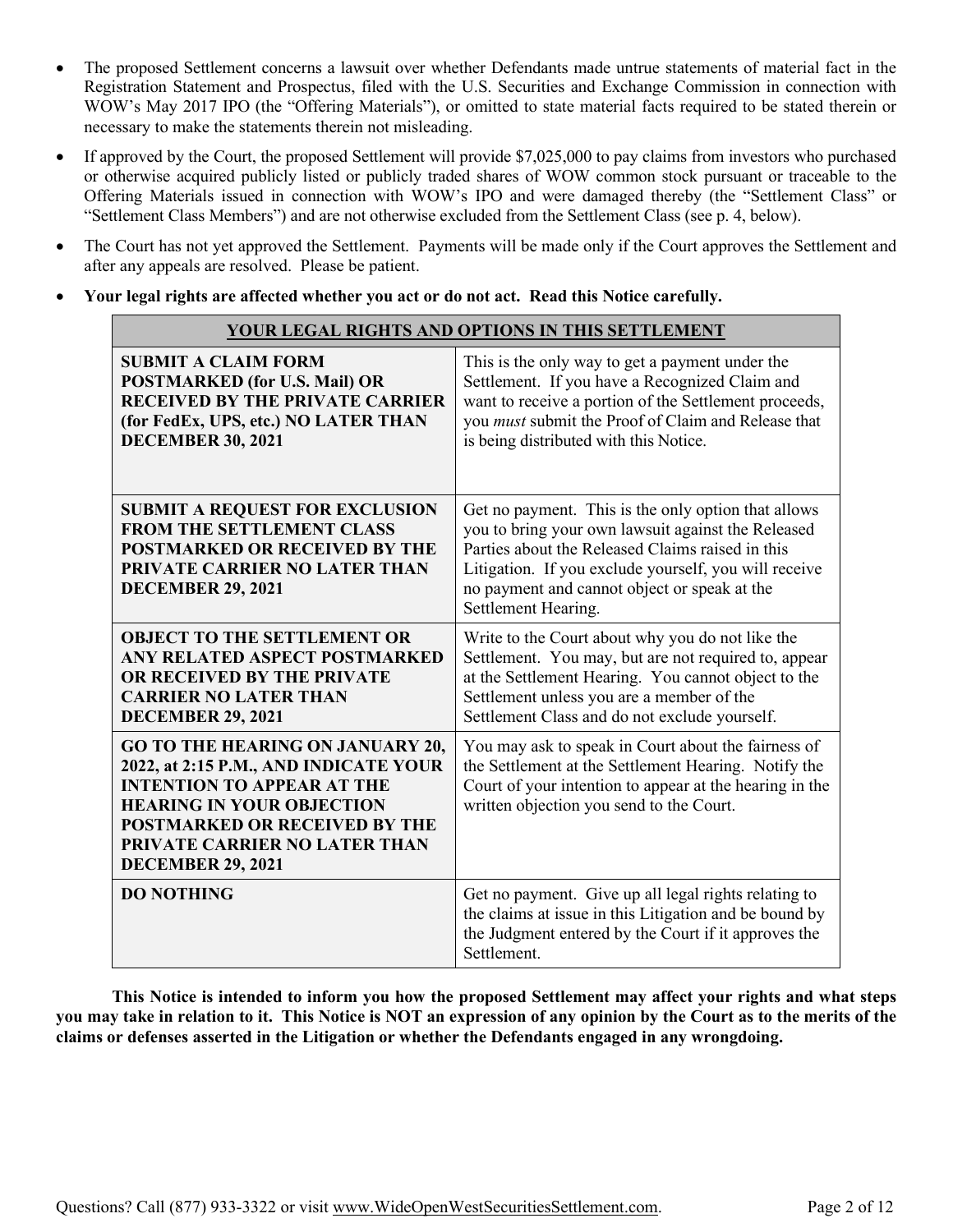- The proposed Settlement concerns a lawsuit over whether Defendants made untrue statements of material fact in the Registration Statement and Prospectus, filed with the U.S. Securities and Exchange Commission in connection with WOW's May 2017 IPO (the "Offering Materials"), or omitted to state material facts required to be stated therein or necessary to make the statements therein not misleading.
- If approved by the Court, the proposed Settlement will provide $7,025,000 to pay claims from investors who purchased or otherwise acquired publicly listed or publicly traded shares of WOW common stock pursuant or traceable to the Offering Materials issued in connection with WOW's IPO and were damaged thereby (the "Settlement Class" or "Settlement Class Members") and are not otherwise excluded from the Settlement Class (see p. 4, below).
- The Court has not yet approved the Settlement. Payments will be made only if the Court approves the Settlement and after any appeals are resolved. Please be patient.
- **Your legal rights are affected whether you act or do not act. Read this Notice carefully.**

| **YOUR LEGAL RIGHTS AND OPTIONS IN THIS SETTLEMENT** | |
|---|---|
| **SUBMIT A CLAIM FORM POSTMARKED (for U.S. Mail) OR RECEIVED BY THE PRIVATE CARRIER (for FedEx, UPS, etc.) NO LATER THAN DECEMBER 30, 2021** | This is the only way to get a payment under the Settlement. If you have a Recognized Claim and want to receive a portion of the Settlement proceeds, you *must* submit the Proof of Claim and Release that is being distributed with this Notice. |
| **SUBMIT A REQUEST FOR EXCLUSION FROM THE SETTLEMENT CLASS POSTMARKED OR RECEIVED BY THE PRIVATE CARRIER NO LATER THAN DECEMBER 29, 2021** | Get no payment. This is the only option that allows you to bring your own lawsuit against the Released Parties about the Released Claims raised in this Litigation. If you exclude yourself, you will receive no payment and cannot object or speak at the Settlement Hearing. |
| **OBJECT TO THE SETTLEMENT OR ANY RELATED ASPECT POSTMARKED OR RECEIVED BY THE PRIVATE CARRIER NO LATER THAN DECEMBER 29, 2021** | Write to the Court about why you do not like the Settlement. You may, but are not required to, appear at the Settlement Hearing. You cannot object to the Settlement unless you are a member of the Settlement Class and do not exclude yourself. |
| **GO TO THE HEARING ON JANUARY 20, 2022, at 2:15 P.M., AND INDICATE YOUR INTENTION TO APPEAR AT THE HEARING IN YOUR OBJECTION POSTMARKED OR RECEIVED BY THE PRIVATE CARRIER NO LATER THAN DECEMBER 29, 2021** | You may ask to speak in Court about the fairness of the Settlement at the Settlement Hearing. Notify the Court of your intention to appear at the hearing in the written objection you send to the Court. |
| **DO NOTHING** | Get no payment. Give up all legal rights relating to the claims at issue in this Litigation and be bound by the Judgment entered by the Court if it approves the Settlement. |

**This Notice is intended to inform you how the proposed Settlement may affect your rights and what steps you may take in relation to it. This Notice is NOT an expression of any opinion by the Court as to the merits of the claims or defenses asserted in the Litigation or whether the Defendants engaged in any wrongdoing.**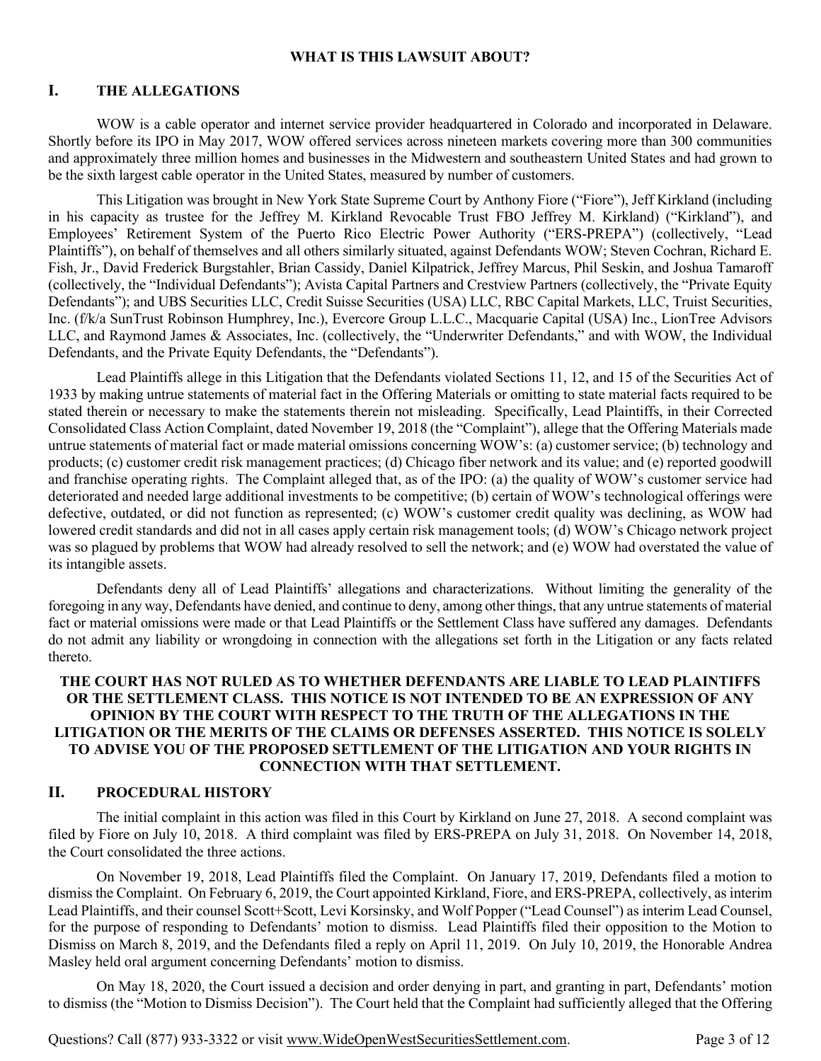## WHAT IS THIS LAWSUIT ABOUT?

## I. THE ALLEGATIONS

WOW is a cable operator and internet service provider headquartered in Colorado and incorporated in Delaware. Shortly before its IPO in May 2017, WOW offered services across nineteen markets covering more than 300 communities and approximately three million homes and businesses in the Midwestern and southeastern United States and had grown to be the sixth largest cable operator in the United States, measured by number of customers.

This Litigation was brought in New York State Supreme Court by Anthony Fiore ("Fiore"), Jeff Kirkland (including in his capacity as trustee for the Jeffrey M. Kirkland Revocable Trust FBO Jeffrey M. Kirkland) ("Kirkland"), and Employees' Retirement System of the Puerto Rico Electric Power Authority ("ERS-PREPA") (collectively, "Lead Plaintiffs"), on behalf of themselves and all others similarly situated, against Defendants WOW; Steven Cochran, Richard E. Fish, Jr., David Frederick Burgstahler, Brian Cassidy, Daniel Kilpatrick, Jeffrey Marcus, Phil Seskin, and Joshua Tamaroff (collectively, the "Individual Defendants"); Avista Capital Partners and Crestview Partners (collectively, the "Private Equity Defendants"); and UBS Securities LLC, Credit Suisse Securities (USA) LLC, RBC Capital Markets, LLC, Truist Securities, Inc. (f/k/a SunTrust Robinson Humphrey, Inc.), Evercore Group L.L.C., Macquarie Capital (USA) Inc., LionTree Advisors LLC, and Raymond James & Associates, Inc. (collectively, the "Underwriter Defendants," and with WOW, the Individual Defendants, and the Private Equity Defendants, the "Defendants").

Lead Plaintiffs allege in this Litigation that the Defendants violated Sections 11, 12, and 15 of the Securities Act of 1933 by making untrue statements of material fact in the Offering Materials or omitting to state material facts required to be stated therein or necessary to make the statements therein not misleading. Specifically, Lead Plaintiffs, in their Corrected Consolidated Class Action Complaint, dated November 19, 2018 (the "Complaint"), allege that the Offering Materials made untrue statements of material fact or made material omissions concerning WOW's: (a) customer service; (b) technology and products; (c) customer credit risk management practices; (d) Chicago fiber network and its value; and (e) reported goodwill and franchise operating rights. The Complaint alleged that, as of the IPO: (a) the quality of WOW's customer service had deteriorated and needed large additional investments to be competitive; (b) certain of WOW's technological offerings were defective, outdated, or did not function as represented; (c) WOW's customer credit quality was declining, as WOW had lowered credit standards and did not in all cases apply certain risk management tools; (d) WOW's Chicago network project was so plagued by problems that WOW had already resolved to sell the network; and (e) WOW had overstated the value of its intangible assets.

Defendants deny all of Lead Plaintiffs' allegations and characterizations. Without limiting the generality of the foregoing in any way, Defendants have denied, and continue to deny, among other things, that any untrue statements of material fact or material omissions were made or that Lead Plaintiffs or the Settlement Class have suffered any damages. Defendants do not admit any liability or wrongdoing in connection with the allegations set forth in the Litigation or any facts related thereto.

**THE COURT HAS NOT RULED AS TO WHETHER DEFENDANTS ARE LIABLE TO LEAD PLAINTIFFS OR THE SETTLEMENT CLASS. THIS NOTICE IS NOT INTENDED TO BE AN EXPRESSION OF ANY OPINION BY THE COURT WITH RESPECT TO THE TRUTH OF THE ALLEGATIONS IN THE LITIGATION OR THE MERITS OF THE CLAIMS OR DEFENSES ASSERTED. THIS NOTICE IS SOLELY TO ADVISE YOU OF THE PROPOSED SETTLEMENT OF THE LITIGATION AND YOUR RIGHTS IN CONNECTION WITH THAT SETTLEMENT.**

## II. PROCEDURAL HISTORY

The initial complaint in this action was filed in this Court by Kirkland on June 27, 2018. A second complaint was filed by Fiore on July 10, 2018. A third complaint was filed by ERS-PREPA on July 31, 2018. On November 14, 2018, the Court consolidated the three actions.

On November 19, 2018, Lead Plaintiffs filed the Complaint. On January 17, 2019, Defendants filed a motion to dismiss the Complaint. On February 6, 2019, the Court appointed Kirkland, Fiore, and ERS-PREPA, collectively, as interim Lead Plaintiffs, and their counsel Scott+Scott, Levi Korsinsky, and Wolf Popper ("Lead Counsel") as interim Lead Counsel, for the purpose of responding to Defendants' motion to dismiss. Lead Plaintiffs filed their opposition to the Motion to Dismiss on March 8, 2019, and the Defendants filed a reply on April 11, 2019. On July 10, 2019, the Honorable Andrea Masley held oral argument concerning Defendants' motion to dismiss.

On May 18, 2020, the Court issued a decision and order denying in part, and granting in part, Defendants' motion to dismiss (the "Motion to Dismiss Decision"). The Court held that the Complaint had sufficiently alleged that the Offering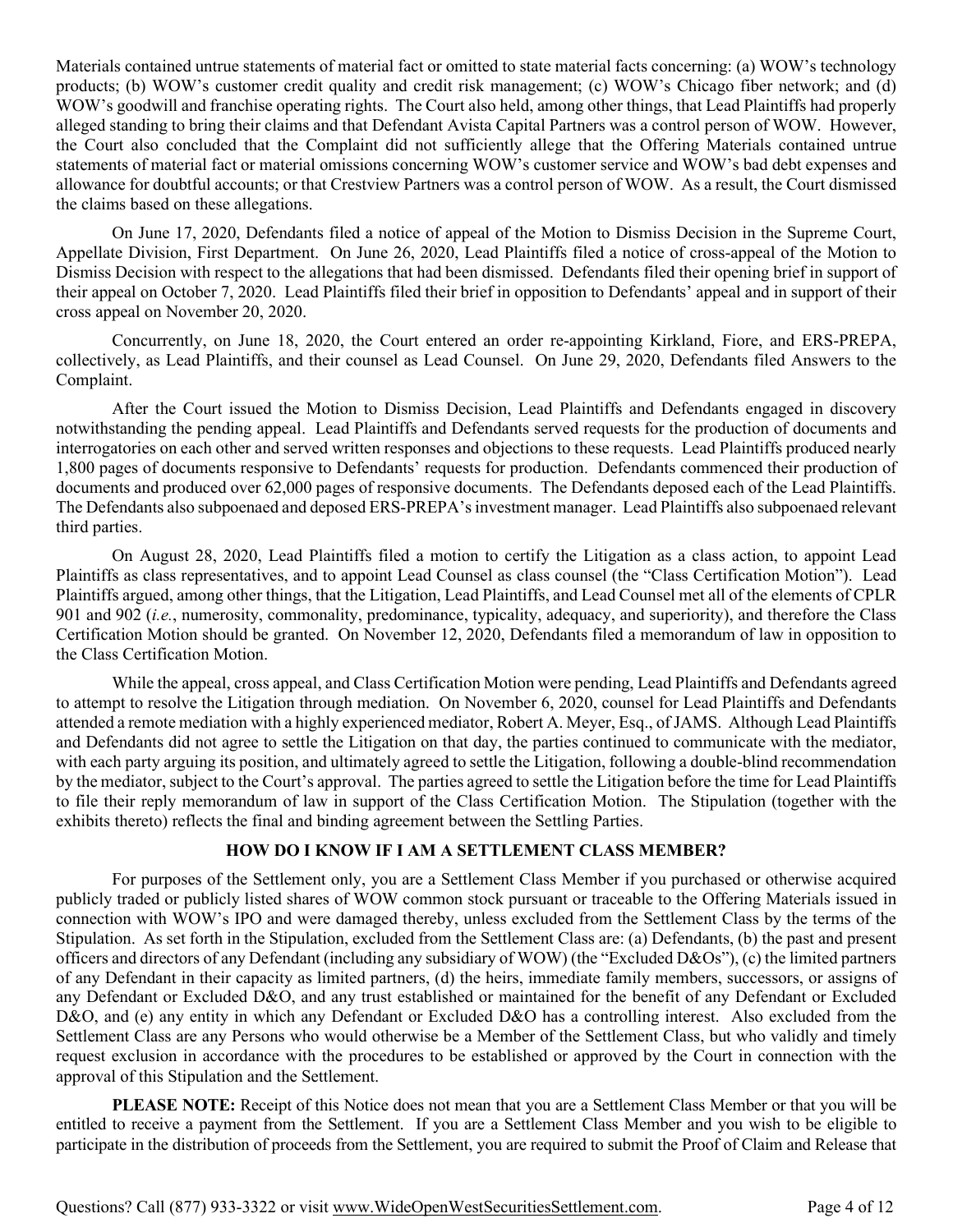Materials contained untrue statements of material fact or omitted to state material facts concerning: (a) WOW's technology products; (b) WOW's customer credit quality and credit risk management; (c) WOW's Chicago fiber network; and (d) WOW's goodwill and franchise operating rights. The Court also held, among other things, that Lead Plaintiffs had properly alleged standing to bring their claims and that Defendant Avista Capital Partners was a control person of WOW. However, the Court also concluded that the Complaint did not sufficiently allege that the Offering Materials contained untrue statements of material fact or material omissions concerning WOW's customer service and WOW's bad debt expenses and allowance for doubtful accounts; or that Crestview Partners was a control person of WOW. As a result, the Court dismissed the claims based on these allegations.

On June 17, 2020, Defendants filed a notice of appeal of the Motion to Dismiss Decision in the Supreme Court, Appellate Division, First Department. On June 26, 2020, Lead Plaintiffs filed a notice of cross-appeal of the Motion to Dismiss Decision with respect to the allegations that had been dismissed. Defendants filed their opening brief in support of their appeal on October 7, 2020. Lead Plaintiffs filed their brief in opposition to Defendants' appeal and in support of their cross appeal on November 20, 2020.

Concurrently, on June 18, 2020, the Court entered an order re-appointing Kirkland, Fiore, and ERS-PREPA, collectively, as Lead Plaintiffs, and their counsel as Lead Counsel. On June 29, 2020, Defendants filed Answers to the Complaint.

After the Court issued the Motion to Dismiss Decision, Lead Plaintiffs and Defendants engaged in discovery notwithstanding the pending appeal. Lead Plaintiffs and Defendants served requests for the production of documents and interrogatories on each other and served written responses and objections to these requests. Lead Plaintiffs produced nearly 1,800 pages of documents responsive to Defendants' requests for production. Defendants commenced their production of documents and produced over 62,000 pages of responsive documents. The Defendants deposed each of the Lead Plaintiffs. The Defendants also subpoenaed and deposed ERS-PREPA's investment manager. Lead Plaintiffs also subpoenaed relevant third parties.

On August 28, 2020, Lead Plaintiffs filed a motion to certify the Litigation as a class action, to appoint Lead Plaintiffs as class representatives, and to appoint Lead Counsel as class counsel (the "Class Certification Motion"). Lead Plaintiffs argued, among other things, that the Litigation, Lead Plaintiffs, and Lead Counsel met all of the elements of CPLR 901 and 902 (*i.e.*, numerosity, commonality, predominance, typicality, adequacy, and superiority), and therefore the Class Certification Motion should be granted. On November 12, 2020, Defendants filed a memorandum of law in opposition to the Class Certification Motion.

While the appeal, cross appeal, and Class Certification Motion were pending, Lead Plaintiffs and Defendants agreed to attempt to resolve the Litigation through mediation. On November 6, 2020, counsel for Lead Plaintiffs and Defendants attended a remote mediation with a highly experienced mediator, Robert A. Meyer, Esq., of JAMS. Although Lead Plaintiffs and Defendants did not agree to settle the Litigation on that day, the parties continued to communicate with the mediator, with each party arguing its position, and ultimately agreed to settle the Litigation, following a double-blind recommendation by the mediator, subject to the Court's approval. The parties agreed to settle the Litigation before the time for Lead Plaintiffs to file their reply memorandum of law in support of the Class Certification Motion. The Stipulation (together with the exhibits thereto) reflects the final and binding agreement between the Settling Parties.

## HOW DO I KNOW IF I AM A SETTLEMENT CLASS MEMBER?

For purposes of the Settlement only, you are a Settlement Class Member if you purchased or otherwise acquired publicly traded or publicly listed shares of WOW common stock pursuant or traceable to the Offering Materials issued in connection with WOW's IPO and were damaged thereby, unless excluded from the Settlement Class by the terms of the Stipulation. As set forth in the Stipulation, excluded from the Settlement Class are: (a) Defendants, (b) the past and present officers and directors of any Defendant (including any subsidiary of WOW) (the "Excluded D&Os"), (c) the limited partners of any Defendant in their capacity as limited partners, (d) the heirs, immediate family members, successors, or assigns of any Defendant or Excluded D&O, and any trust established or maintained for the benefit of any Defendant or Excluded D&O, and (e) any entity in which any Defendant or Excluded D&O has a controlling interest. Also excluded from the Settlement Class are any Persons who would otherwise be a Member of the Settlement Class, but who validly and timely request exclusion in accordance with the procedures to be established or approved by the Court in connection with the approval of this Stipulation and the Settlement.

**PLEASE NOTE:** Receipt of this Notice does not mean that you are a Settlement Class Member or that you will be entitled to receive a payment from the Settlement. If you are a Settlement Class Member and you wish to be eligible to participate in the distribution of proceeds from the Settlement, you are required to submit the Proof of Claim and Release that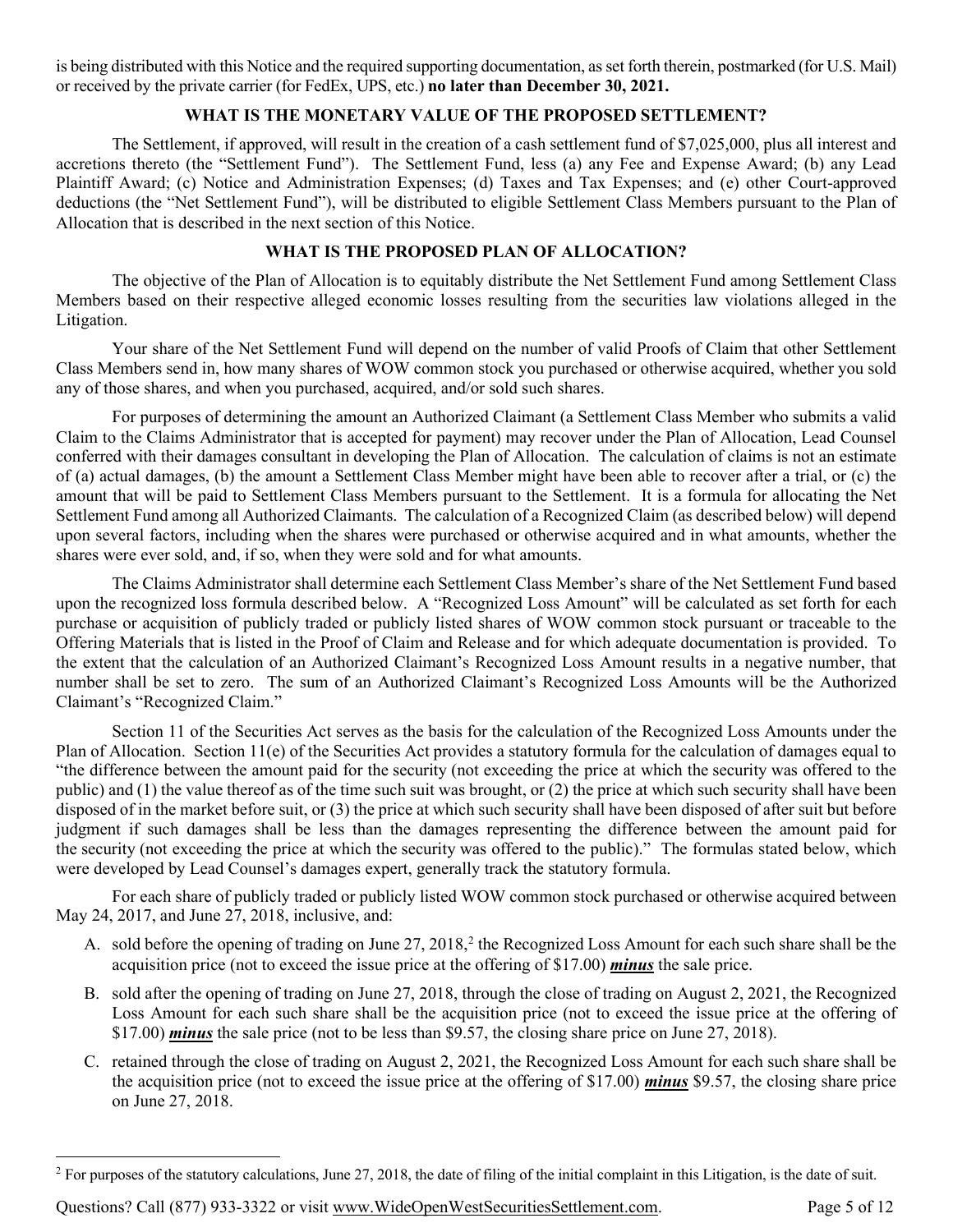is being distributed with this Notice and the required supporting documentation, as set forth therein, postmarked (for U.S. Mail) or received by the private carrier (for FedEx, UPS, etc.) **no later than December 30, 2021.**

## WHAT IS THE MONETARY VALUE OF THE PROPOSED SETTLEMENT?

The Settlement, if approved, will result in the creation of a cash settlement fund of $7,025,000, plus all interest and accretions thereto (the "Settlement Fund"). The Settlement Fund, less (a) any Fee and Expense Award; (b) any Lead Plaintiff Award; (c) Notice and Administration Expenses; (d) Taxes and Tax Expenses; and (e) other Court-approved deductions (the "Net Settlement Fund"), will be distributed to eligible Settlement Class Members pursuant to the Plan of Allocation that is described in the next section of this Notice.

## WHAT IS THE PROPOSED PLAN OF ALLOCATION?

The objective of the Plan of Allocation is to equitably distribute the Net Settlement Fund among Settlement Class Members based on their respective alleged economic losses resulting from the securities law violations alleged in the Litigation.

Your share of the Net Settlement Fund will depend on the number of valid Proofs of Claim that other Settlement Class Members send in, how many shares of WOW common stock you purchased or otherwise acquired, whether you sold any of those shares, and when you purchased, acquired, and/or sold such shares.

For purposes of determining the amount an Authorized Claimant (a Settlement Class Member who submits a valid Claim to the Claims Administrator that is accepted for payment) may recover under the Plan of Allocation, Lead Counsel conferred with their damages consultant in developing the Plan of Allocation. The calculation of claims is not an estimate of (a) actual damages, (b) the amount a Settlement Class Member might have been able to recover after a trial, or (c) the amount that will be paid to Settlement Class Members pursuant to the Settlement. It is a formula for allocating the Net Settlement Fund among all Authorized Claimants. The calculation of a Recognized Claim (as described below) will depend upon several factors, including when the shares were purchased or otherwise acquired and in what amounts, whether the shares were ever sold, and, if so, when they were sold and for what amounts.

The Claims Administrator shall determine each Settlement Class Member's share of the Net Settlement Fund based upon the recognized loss formula described below. A "Recognized Loss Amount" will be calculated as set forth for each purchase or acquisition of publicly traded or publicly listed shares of WOW common stock pursuant or traceable to the Offering Materials that is listed in the Proof of Claim and Release and for which adequate documentation is provided. To the extent that the calculation of an Authorized Claimant's Recognized Loss Amount results in a negative number, that number shall be set to zero. The sum of an Authorized Claimant's Recognized Loss Amounts will be the Authorized Claimant's "Recognized Claim."

Section 11 of the Securities Act serves as the basis for the calculation of the Recognized Loss Amounts under the Plan of Allocation. Section 11(e) of the Securities Act provides a statutory formula for the calculation of damages equal to "the difference between the amount paid for the security (not exceeding the price at which the security was offered to the public) and (1) the value thereof as of the time such suit was brought, or (2) the price at which such security shall have been disposed of in the market before suit, or (3) the price at which such security shall have been disposed of after suit but before judgment if such damages shall be less than the damages representing the difference between the amount paid for the security (not exceeding the price at which the security was offered to the public)." The formulas stated below, which were developed by Lead Counsel's damages expert, generally track the statutory formula.

For each share of publicly traded or publicly listed WOW common stock purchased or otherwise acquired between May 24, 2017, and June 27, 2018, inclusive, and:

A. sold before the opening of trading on June 27, 2018,[2] the Recognized Loss Amount for each such share shall be the acquisition price (not to exceed the issue price at the offering of $17.00) ***minus*** the sale price.

B. sold after the opening of trading on June 27, 2018, through the close of trading on August 2, 2021, the Recognized Loss Amount for each such share shall be the acquisition price (not to exceed the issue price at the offering of $17.00) ***minus*** the sale price (not to be less than $9.57, the closing share price on June 27, 2018).

C. retained through the close of trading on August 2, 2021, the Recognized Loss Amount for each such share shall be the acquisition price (not to exceed the issue price at the offering of $17.00) ***minus*** $9.57, the closing share price on June 27, 2018.

---

[2] For purposes of the statutory calculations, June 27, 2018, the date of filing of the initial complaint in this Litigation, is the date of suit.

Questions? Call (877) 933-3322 or visit www.WideOpenWestSecuritiesSettlement.com.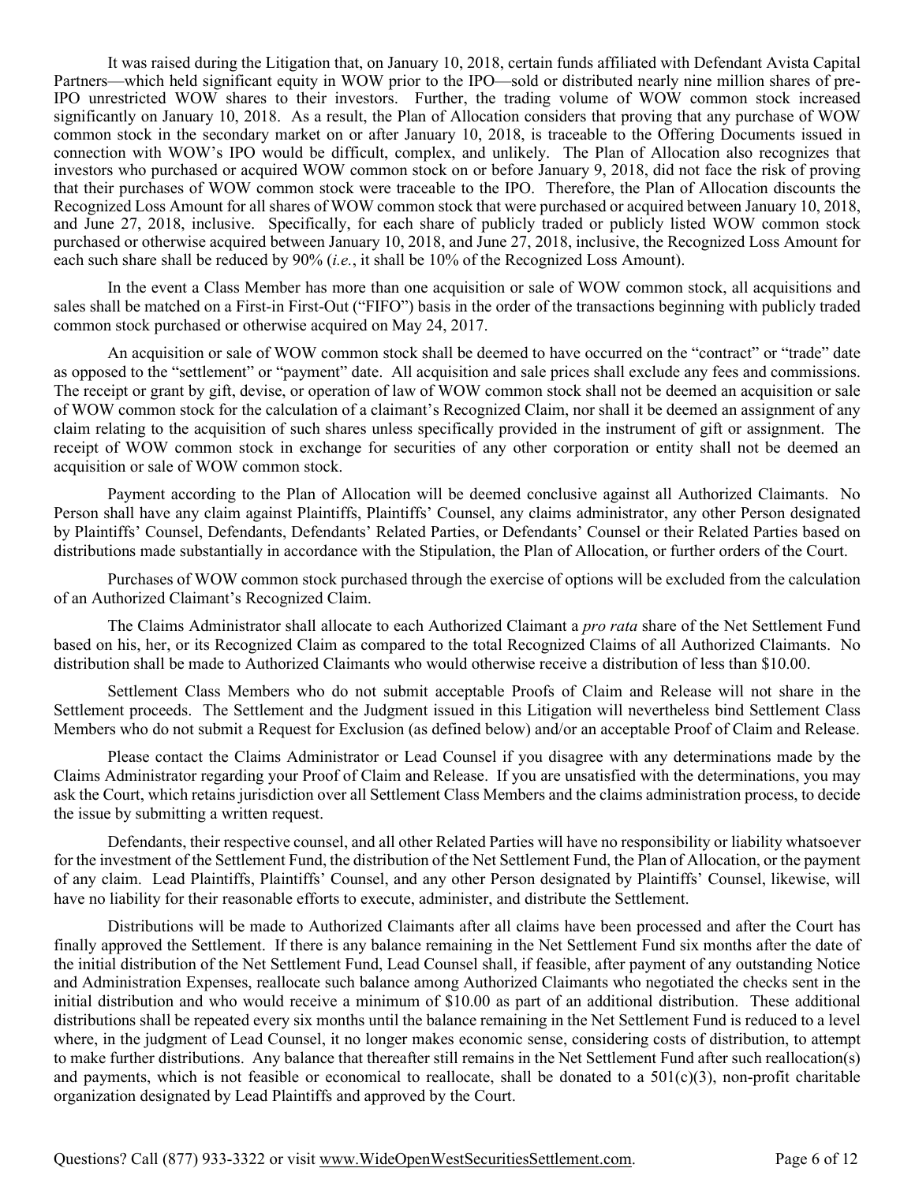It was raised during the Litigation that, on January 10, 2018, certain funds affiliated with Defendant Avista Capital Partners—which held significant equity in WOW prior to the IPO—sold or distributed nearly nine million shares of pre-IPO unrestricted WOW shares to their investors. Further, the trading volume of WOW common stock increased significantly on January 10, 2018. As a result, the Plan of Allocation considers that proving that any purchase of WOW common stock in the secondary market on or after January 10, 2018, is traceable to the Offering Documents issued in connection with WOW's IPO would be difficult, complex, and unlikely. The Plan of Allocation also recognizes that investors who purchased or acquired WOW common stock on or before January 9, 2018, did not face the risk of proving that their purchases of WOW common stock were traceable to the IPO. Therefore, the Plan of Allocation discounts the Recognized Loss Amount for all shares of WOW common stock that were purchased or acquired between January 10, 2018, and June 27, 2018, inclusive. Specifically, for each share of publicly traded or publicly listed WOW common stock purchased or otherwise acquired between January 10, 2018, and June 27, 2018, inclusive, the Recognized Loss Amount for each such share shall be reduced by 90% (*i.e.*, it shall be 10% of the Recognized Loss Amount).

In the event a Class Member has more than one acquisition or sale of WOW common stock, all acquisitions and sales shall be matched on a First-in First-Out ("FIFO") basis in the order of the transactions beginning with publicly traded common stock purchased or otherwise acquired on May 24, 2017.

An acquisition or sale of WOW common stock shall be deemed to have occurred on the "contract" or "trade" date as opposed to the "settlement" or "payment" date. All acquisition and sale prices shall exclude any fees and commissions. The receipt or grant by gift, devise, or operation of law of WOW common stock shall not be deemed an acquisition or sale of WOW common stock for the calculation of a claimant's Recognized Claim, nor shall it be deemed an assignment of any claim relating to the acquisition of such shares unless specifically provided in the instrument of gift or assignment. The receipt of WOW common stock in exchange for securities of any other corporation or entity shall not be deemed an acquisition or sale of WOW common stock.

Payment according to the Plan of Allocation will be deemed conclusive against all Authorized Claimants. No Person shall have any claim against Plaintiffs, Plaintiffs' Counsel, any claims administrator, any other Person designated by Plaintiffs' Counsel, Defendants, Defendants' Related Parties, or Defendants' Counsel or their Related Parties based on distributions made substantially in accordance with the Stipulation, the Plan of Allocation, or further orders of the Court.

Purchases of WOW common stock purchased through the exercise of options will be excluded from the calculation of an Authorized Claimant's Recognized Claim.

The Claims Administrator shall allocate to each Authorized Claimant a *pro rata* share of the Net Settlement Fund based on his, her, or its Recognized Claim as compared to the total Recognized Claims of all Authorized Claimants. No distribution shall be made to Authorized Claimants who would otherwise receive a distribution of less than $10.00.

Settlement Class Members who do not submit acceptable Proofs of Claim and Release will not share in the Settlement proceeds. The Settlement and the Judgment issued in this Litigation will nevertheless bind Settlement Class Members who do not submit a Request for Exclusion (as defined below) and/or an acceptable Proof of Claim and Release.

Please contact the Claims Administrator or Lead Counsel if you disagree with any determinations made by the Claims Administrator regarding your Proof of Claim and Release. If you are unsatisfied with the determinations, you may ask the Court, which retains jurisdiction over all Settlement Class Members and the claims administration process, to decide the issue by submitting a written request.

Defendants, their respective counsel, and all other Related Parties will have no responsibility or liability whatsoever for the investment of the Settlement Fund, the distribution of the Net Settlement Fund, the Plan of Allocation, or the payment of any claim. Lead Plaintiffs, Plaintiffs' Counsel, and any other Person designated by Plaintiffs' Counsel, likewise, will have no liability for their reasonable efforts to execute, administer, and distribute the Settlement.

Distributions will be made to Authorized Claimants after all claims have been processed and after the Court has finally approved the Settlement. If there is any balance remaining in the Net Settlement Fund six months after the date of the initial distribution of the Net Settlement Fund, Lead Counsel shall, if feasible, after payment of any outstanding Notice and Administration Expenses, reallocate such balance among Authorized Claimants who negotiated the checks sent in the initial distribution and who would receive a minimum of $10.00 as part of an additional distribution. These additional distributions shall be repeated every six months until the balance remaining in the Net Settlement Fund is reduced to a level where, in the judgment of Lead Counsel, it no longer makes economic sense, considering costs of distribution, to attempt to make further distributions. Any balance that thereafter still remains in the Net Settlement Fund after such reallocation(s) and payments, which is not feasible or economical to reallocate, shall be donated to a 501(c)(3), non-profit charitable organization designated by Lead Plaintiffs and approved by the Court.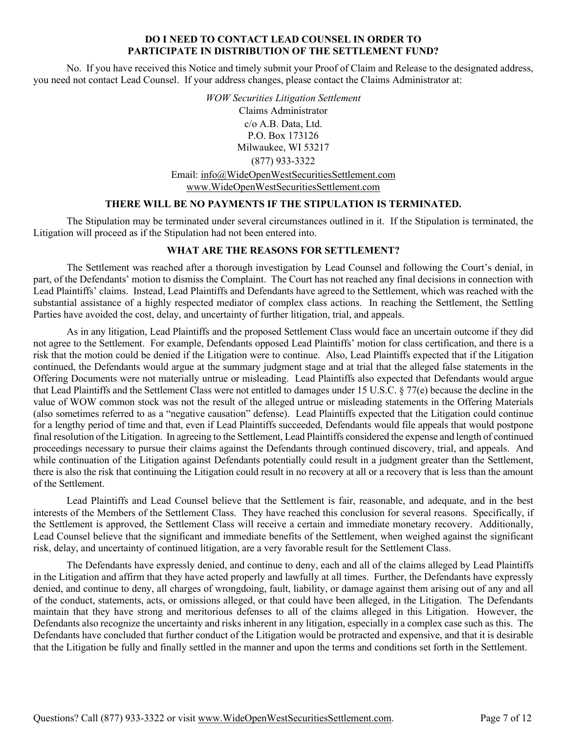### DO I NEED TO CONTACT LEAD COUNSEL IN ORDER TO PARTICIPATE IN DISTRIBUTION OF THE SETTLEMENT FUND?

No. If you have received this Notice and timely submit your Proof of Claim and Release to the designated address, you need not contact Lead Counsel. If your address changes, please contact the Claims Administrator at:

*WOW Securities Litigation Settlement*
Claims Administrator
c/o A.B. Data, Ltd.
P.O. Box 173126
Milwaukee, WI 53217
(877) 933-3322
Email: info@WideOpenWestSecuritiesSettlement.com
www.WideOpenWestSecuritiesSettlement.com

### THERE WILL BE NO PAYMENTS IF THE STIPULATION IS TERMINATED.

The Stipulation may be terminated under several circumstances outlined in it. If the Stipulation is terminated, the Litigation will proceed as if the Stipulation had not been entered into.

### WHAT ARE THE REASONS FOR SETTLEMENT?

The Settlement was reached after a thorough investigation by Lead Counsel and following the Court's denial, in part, of the Defendants' motion to dismiss the Complaint. The Court has not reached any final decisions in connection with Lead Plaintiffs' claims. Instead, Lead Plaintiffs and Defendants have agreed to the Settlement, which was reached with the substantial assistance of a highly respected mediator of complex class actions. In reaching the Settlement, the Settling Parties have avoided the cost, delay, and uncertainty of further litigation, trial, and appeals.

As in any litigation, Lead Plaintiffs and the proposed Settlement Class would face an uncertain outcome if they did not agree to the Settlement. For example, Defendants opposed Lead Plaintiffs' motion for class certification, and there is a risk that the motion could be denied if the Litigation were to continue. Also, Lead Plaintiffs expected that if the Litigation continued, the Defendants would argue at the summary judgment stage and at trial that the alleged false statements in the Offering Documents were not materially untrue or misleading. Lead Plaintiffs also expected that Defendants would argue that Lead Plaintiffs and the Settlement Class were not entitled to damages under 15 U.S.C. § 77(e) because the decline in the value of WOW common stock was not the result of the alleged untrue or misleading statements in the Offering Materials (also sometimes referred to as a "negative causation" defense). Lead Plaintiffs expected that the Litigation could continue for a lengthy period of time and that, even if Lead Plaintiffs succeeded, Defendants would file appeals that would postpone final resolution of the Litigation. In agreeing to the Settlement, Lead Plaintiffs considered the expense and length of continued proceedings necessary to pursue their claims against the Defendants through continued discovery, trial, and appeals. And while continuation of the Litigation against Defendants potentially could result in a judgment greater than the Settlement, there is also the risk that continuing the Litigation could result in no recovery at all or a recovery that is less than the amount of the Settlement.

Lead Plaintiffs and Lead Counsel believe that the Settlement is fair, reasonable, and adequate, and in the best interests of the Members of the Settlement Class. They have reached this conclusion for several reasons. Specifically, if the Settlement is approved, the Settlement Class will receive a certain and immediate monetary recovery. Additionally, Lead Counsel believe that the significant and immediate benefits of the Settlement, when weighed against the significant risk, delay, and uncertainty of continued litigation, are a very favorable result for the Settlement Class.

The Defendants have expressly denied, and continue to deny, each and all of the claims alleged by Lead Plaintiffs in the Litigation and affirm that they have acted properly and lawfully at all times. Further, the Defendants have expressly denied, and continue to deny, all charges of wrongdoing, fault, liability, or damage against them arising out of any and all of the conduct, statements, acts, or omissions alleged, or that could have been alleged, in the Litigation. The Defendants maintain that they have strong and meritorious defenses to all of the claims alleged in this Litigation. However, the Defendants also recognize the uncertainty and risks inherent in any litigation, especially in a complex case such as this. The Defendants have concluded that further conduct of the Litigation would be protracted and expensive, and that it is desirable that the Litigation be fully and finally settled in the manner and upon the terms and conditions set forth in the Settlement.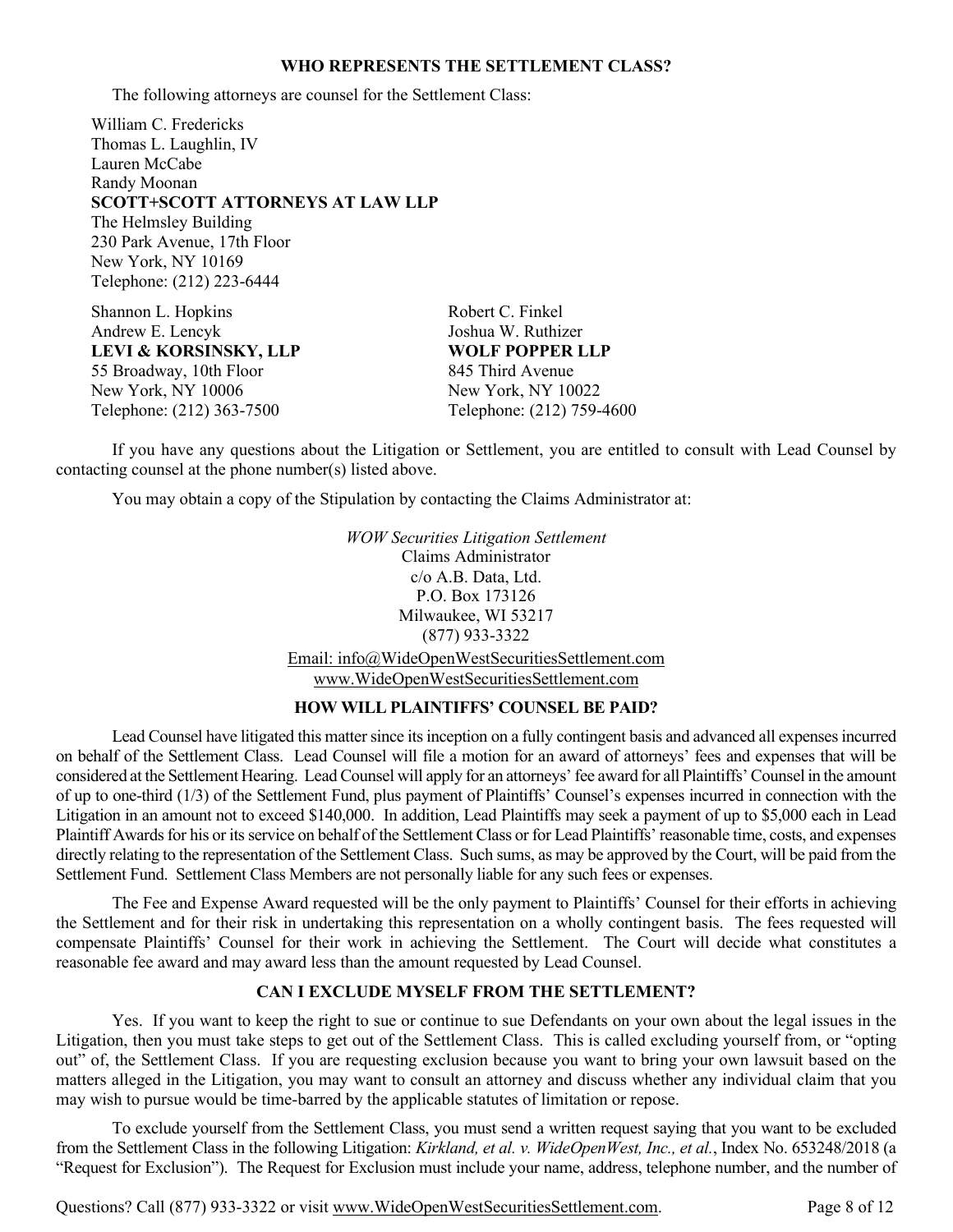### WHO REPRESENTS THE SETTLEMENT CLASS?

The following attorneys are counsel for the Settlement Class:

William C. Fredericks
Thomas L. Laughlin, IV
Lauren McCabe
Randy Moonan
**SCOTT+SCOTT ATTORNEYS AT LAW LLP**
The Helmsley Building
230 Park Avenue, 17th Floor
New York, NY 10169
Telephone: (212) 223-6444

Shannon L. Hopkins
Andrew E. Lencyk
**LEVI & KORSINSKY, LLP**
55 Broadway, 10th Floor
New York, NY 10006
Telephone: (212) 363-7500

Robert C. Finkel
Joshua W. Ruthizer
**WOLF POPPER LLP**
845 Third Avenue
New York, NY 10022
Telephone: (212) 759-4600

If you have any questions about the Litigation or Settlement, you are entitled to consult with Lead Counsel by contacting counsel at the phone number(s) listed above.

You may obtain a copy of the Stipulation by contacting the Claims Administrator at:

*WOW Securities Litigation Settlement*
Claims Administrator
c/o A.B. Data, Ltd.
P.O. Box 173126
Milwaukee, WI 53217
(877) 933-3322
Email: info@WideOpenWestSecuritiesSettlement.com
www.WideOpenWestSecuritiesSettlement.com

### HOW WILL PLAINTIFFS' COUNSEL BE PAID?

Lead Counsel have litigated this matter since its inception on a fully contingent basis and advanced all expenses incurred on behalf of the Settlement Class. Lead Counsel will file a motion for an award of attorneys' fees and expenses that will be considered at the Settlement Hearing. Lead Counsel will apply for an attorneys' fee award for all Plaintiffs' Counsel in the amount of up to one-third (1/3) of the Settlement Fund, plus payment of Plaintiffs' Counsel's expenses incurred in connection with the Litigation in an amount not to exceed $140,000. In addition, Lead Plaintiffs may seek a payment of up to $5,000 each in Lead Plaintiff Awards for his or its service on behalf of the Settlement Class or for Lead Plaintiffs' reasonable time, costs, and expenses directly relating to the representation of the Settlement Class. Such sums, as may be approved by the Court, will be paid from the Settlement Fund. Settlement Class Members are not personally liable for any such fees or expenses.

The Fee and Expense Award requested will be the only payment to Plaintiffs' Counsel for their efforts in achieving the Settlement and for their risk in undertaking this representation on a wholly contingent basis. The fees requested will compensate Plaintiffs' Counsel for their work in achieving the Settlement. The Court will decide what constitutes a reasonable fee award and may award less than the amount requested by Lead Counsel.

### CAN I EXCLUDE MYSELF FROM THE SETTLEMENT?

Yes. If you want to keep the right to sue or continue to sue Defendants on your own about the legal issues in the Litigation, then you must take steps to get out of the Settlement Class. This is called excluding yourself from, or "opting out" of, the Settlement Class. If you are requesting exclusion because you want to bring your own lawsuit based on the matters alleged in the Litigation, you may want to consult an attorney and discuss whether any individual claim that you may wish to pursue would be time-barred by the applicable statutes of limitation or repose.

To exclude yourself from the Settlement Class, you must send a written request saying that you want to be excluded from the Settlement Class in the following Litigation: *Kirkland, et al. v. WideOpenWest, Inc., et al.*, Index No. 653248/2018 (a "Request for Exclusion"). The Request for Exclusion must include your name, address, telephone number, and the number of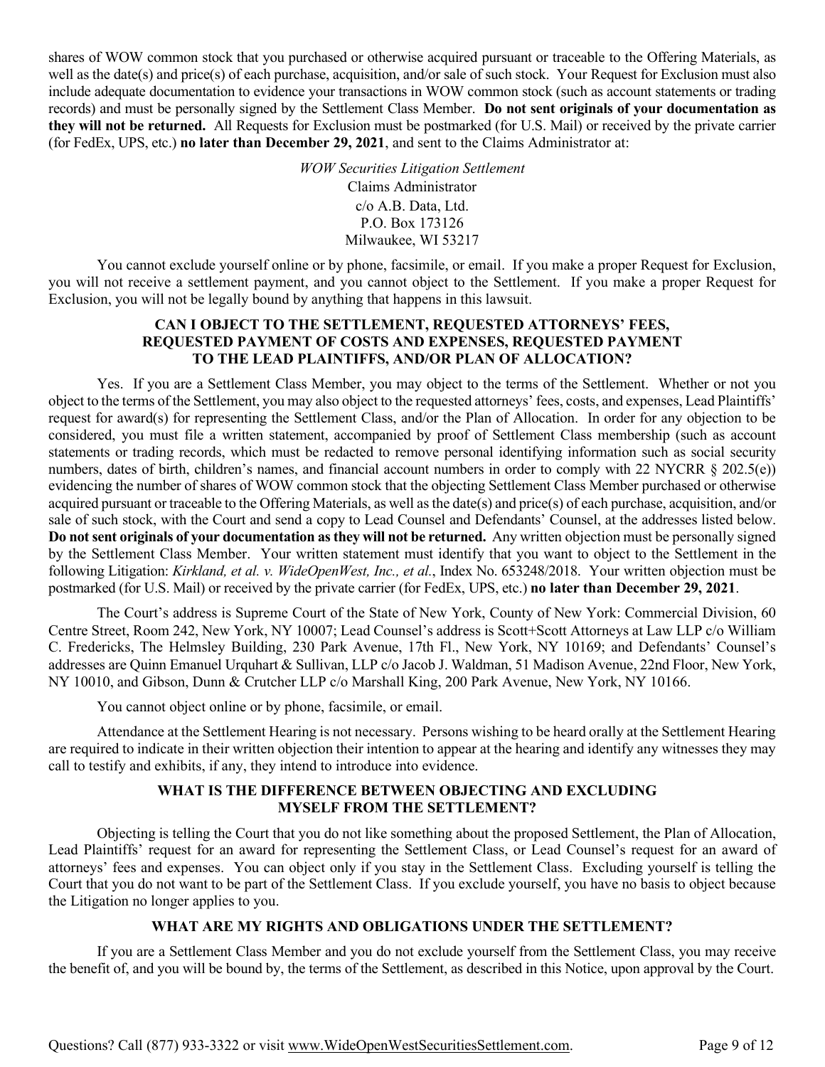shares of WOW common stock that you purchased or otherwise acquired pursuant or traceable to the Offering Materials, as well as the date(s) and price(s) of each purchase, acquisition, and/or sale of such stock. Your Request for Exclusion must also include adequate documentation to evidence your transactions in WOW common stock (such as account statements or trading records) and must be personally signed by the Settlement Class Member. **Do not sent originals of your documentation as they will not be returned.** All Requests for Exclusion must be postmarked (for U.S. Mail) or received by the private carrier (for FedEx, UPS, etc.) **no later than December 29, 2021**, and sent to the Claims Administrator at:

*WOW Securities Litigation Settlement*
Claims Administrator
c/o A.B. Data, Ltd.
P.O. Box 173126
Milwaukee, WI 53217

You cannot exclude yourself online or by phone, facsimile, or email. If you make a proper Request for Exclusion, you will not receive a settlement payment, and you cannot object to the Settlement. If you make a proper Request for Exclusion, you will not be legally bound by anything that happens in this lawsuit.

### CAN I OBJECT TO THE SETTLEMENT, REQUESTED ATTORNEYS' FEES, REQUESTED PAYMENT OF COSTS AND EXPENSES, REQUESTED PAYMENT TO THE LEAD PLAINTIFFS, AND/OR PLAN OF ALLOCATION?

Yes. If you are a Settlement Class Member, you may object to the terms of the Settlement. Whether or not you object to the terms of the Settlement, you may also object to the requested attorneys' fees, costs, and expenses, Lead Plaintiffs' request for award(s) for representing the Settlement Class, and/or the Plan of Allocation. In order for any objection to be considered, you must file a written statement, accompanied by proof of Settlement Class membership (such as account statements or trading records, which must be redacted to remove personal identifying information such as social security numbers, dates of birth, children's names, and financial account numbers in order to comply with 22 NYCRR § 202.5(e)) evidencing the number of shares of WOW common stock that the objecting Settlement Class Member purchased or otherwise acquired pursuant or traceable to the Offering Materials, as well as the date(s) and price(s) of each purchase, acquisition, and/or sale of such stock, with the Court and send a copy to Lead Counsel and Defendants' Counsel, at the addresses listed below. **Do not sent originals of your documentation as they will not be returned.** Any written objection must be personally signed by the Settlement Class Member. Your written statement must identify that you want to object to the Settlement in the following Litigation: *Kirkland, et al. v. WideOpenWest, Inc., et al.*, Index No. 653248/2018. Your written objection must be postmarked (for U.S. Mail) or received by the private carrier (for FedEx, UPS, etc.) **no later than December 29, 2021**.

The Court's address is Supreme Court of the State of New York, County of New York: Commercial Division, 60 Centre Street, Room 242, New York, NY 10007; Lead Counsel's address is Scott+Scott Attorneys at Law LLP c/o William C. Fredericks, The Helmsley Building, 230 Park Avenue, 17th Fl., New York, NY 10169; and Defendants' Counsel's addresses are Quinn Emanuel Urquhart & Sullivan, LLP c/o Jacob J. Waldman, 51 Madison Avenue, 22nd Floor, New York, NY 10010, and Gibson, Dunn & Crutcher LLP c/o Marshall King, 200 Park Avenue, New York, NY 10166.

You cannot object online or by phone, facsimile, or email.

Attendance at the Settlement Hearing is not necessary. Persons wishing to be heard orally at the Settlement Hearing are required to indicate in their written objection their intention to appear at the hearing and identify any witnesses they may call to testify and exhibits, if any, they intend to introduce into evidence.

### WHAT IS THE DIFFERENCE BETWEEN OBJECTING AND EXCLUDING MYSELF FROM THE SETTLEMENT?

Objecting is telling the Court that you do not like something about the proposed Settlement, the Plan of Allocation, Lead Plaintiffs' request for an award for representing the Settlement Class, or Lead Counsel's request for an award of attorneys' fees and expenses. You can object only if you stay in the Settlement Class. Excluding yourself is telling the Court that you do not want to be part of the Settlement Class. If you exclude yourself, you have no basis to object because the Litigation no longer applies to you.

### WHAT ARE MY RIGHTS AND OBLIGATIONS UNDER THE SETTLEMENT?

If you are a Settlement Class Member and you do not exclude yourself from the Settlement Class, you may receive the benefit of, and you will be bound by, the terms of the Settlement, as described in this Notice, upon approval by the Court.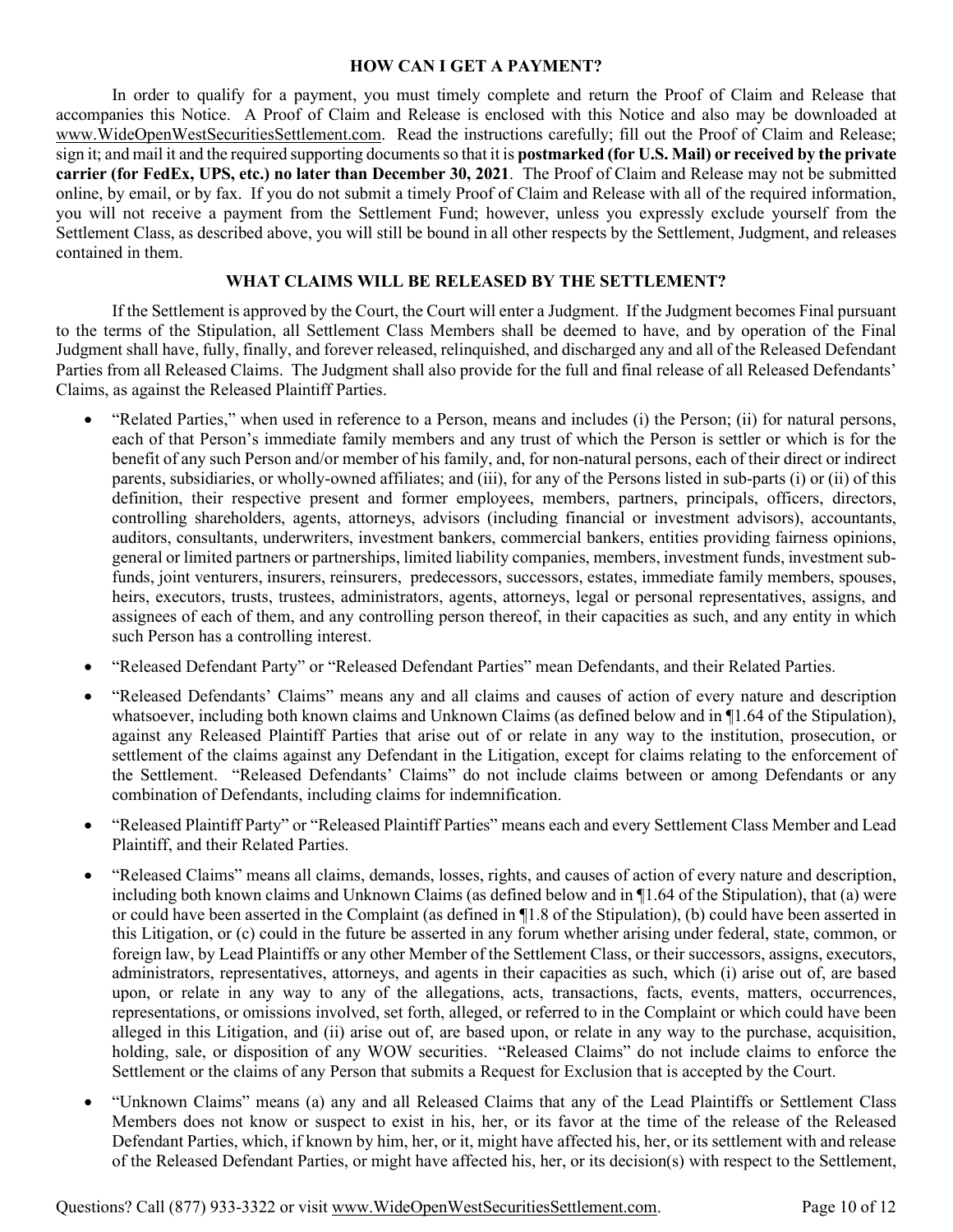## HOW CAN I GET A PAYMENT?

In order to qualify for a payment, you must timely complete and return the Proof of Claim and Release that accompanies this Notice. A Proof of Claim and Release is enclosed with this Notice and also may be downloaded at www.WideOpenWestSecuritiesSettlement.com. Read the instructions carefully; fill out the Proof of Claim and Release; sign it; and mail it and the required supporting documents so that it is **postmarked (for U.S. Mail) or received by the private carrier (for FedEx, UPS, etc.) no later than December 30, 2021**. The Proof of Claim and Release may not be submitted online, by email, or by fax. If you do not submit a timely Proof of Claim and Release with all of the required information, you will not receive a payment from the Settlement Fund; however, unless you expressly exclude yourself from the Settlement Class, as described above, you will still be bound in all other respects by the Settlement, Judgment, and releases contained in them.

## WHAT CLAIMS WILL BE RELEASED BY THE SETTLEMENT?

If the Settlement is approved by the Court, the Court will enter a Judgment. If the Judgment becomes Final pursuant to the terms of the Stipulation, all Settlement Class Members shall be deemed to have, and by operation of the Final Judgment shall have, fully, finally, and forever released, relinquished, and discharged any and all of the Released Defendant Parties from all Released Claims. The Judgment shall also provide for the full and final release of all Released Defendants' Claims, as against the Released Plaintiff Parties.

- "Related Parties," when used in reference to a Person, means and includes (i) the Person; (ii) for natural persons, each of that Person's immediate family members and any trust of which the Person is settler or which is for the benefit of any such Person and/or member of his family, and, for non-natural persons, each of their direct or indirect parents, subsidiaries, or wholly-owned affiliates; and (iii), for any of the Persons listed in sub-parts (i) or (ii) of this definition, their respective present and former employees, members, partners, principals, officers, directors, controlling shareholders, agents, attorneys, advisors (including financial or investment advisors), accountants, auditors, consultants, underwriters, investment bankers, commercial bankers, entities providing fairness opinions, general or limited partners or partnerships, limited liability companies, members, investment funds, investment sub-funds, joint venturers, insurers, reinsurers, predecessors, successors, estates, immediate family members, spouses, heirs, executors, trusts, trustees, administrators, agents, attorneys, legal or personal representatives, assigns, and assignees of each of them, and any controlling person thereof, in their capacities as such, and any entity in which such Person has a controlling interest.
- "Released Defendant Party" or "Released Defendant Parties" mean Defendants, and their Related Parties.
- "Released Defendants' Claims" means any and all claims and causes of action of every nature and description whatsoever, including both known claims and Unknown Claims (as defined below and in ¶1.64 of the Stipulation), against any Released Plaintiff Parties that arise out of or relate in any way to the institution, prosecution, or settlement of the claims against any Defendant in the Litigation, except for claims relating to the enforcement of the Settlement. "Released Defendants' Claims" do not include claims between or among Defendants or any combination of Defendants, including claims for indemnification.
- "Released Plaintiff Party" or "Released Plaintiff Parties" means each and every Settlement Class Member and Lead Plaintiff, and their Related Parties.
- "Released Claims" means all claims, demands, losses, rights, and causes of action of every nature and description, including both known claims and Unknown Claims (as defined below and in ¶1.64 of the Stipulation), that (a) were or could have been asserted in the Complaint (as defined in ¶1.8 of the Stipulation), (b) could have been asserted in this Litigation, or (c) could in the future be asserted in any forum whether arising under federal, state, common, or foreign law, by Lead Plaintiffs or any other Member of the Settlement Class, or their successors, assigns, executors, administrators, representatives, attorneys, and agents in their capacities as such, which (i) arise out of, are based upon, or relate in any way to any of the allegations, acts, transactions, facts, events, matters, occurrences, representations, or omissions involved, set forth, alleged, or referred to in the Complaint or which could have been alleged in this Litigation, and (ii) arise out of, are based upon, or relate in any way to the purchase, acquisition, holding, sale, or disposition of any WOW securities. "Released Claims" do not include claims to enforce the Settlement or the claims of any Person that submits a Request for Exclusion that is accepted by the Court.
- "Unknown Claims" means (a) any and all Released Claims that any of the Lead Plaintiffs or Settlement Class Members does not know or suspect to exist in his, her, or its favor at the time of the release of the Released Defendant Parties, which, if known by him, her, or it, might have affected his, her, or its settlement with and release of the Released Defendant Parties, or might have affected his, her, or its decision(s) with respect to the Settlement,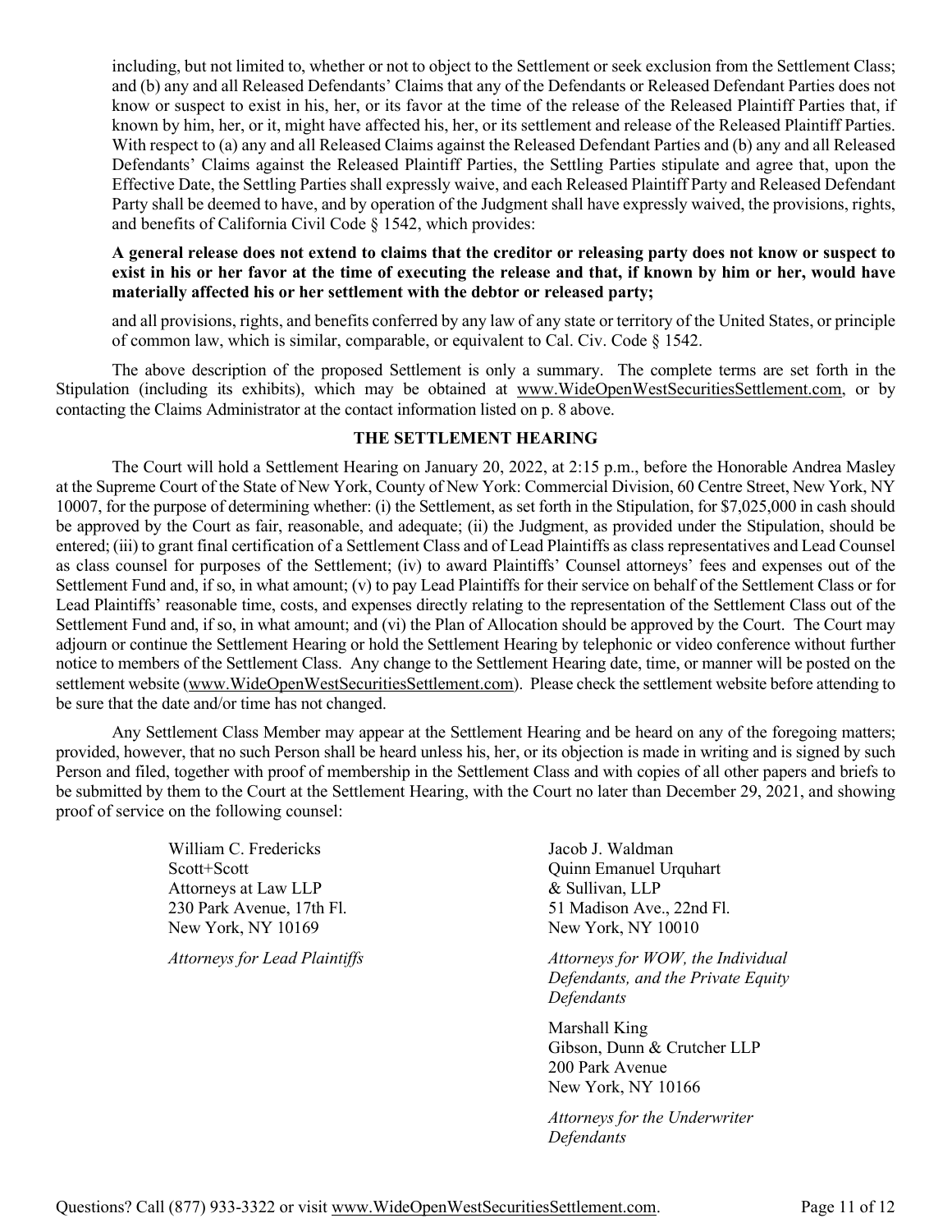including, but not limited to, whether or not to object to the Settlement or seek exclusion from the Settlement Class; and (b) any and all Released Defendants' Claims that any of the Defendants or Released Defendant Parties does not know or suspect to exist in his, her, or its favor at the time of the release of the Released Plaintiff Parties that, if known by him, her, or it, might have affected his, her, or its settlement and release of the Released Plaintiff Parties. With respect to (a) any and all Released Claims against the Released Defendant Parties and (b) any and all Released Defendants' Claims against the Released Plaintiff Parties, the Settling Parties stipulate and agree that, upon the Effective Date, the Settling Parties shall expressly waive, and each Released Plaintiff Party and Released Defendant Party shall be deemed to have, and by operation of the Judgment shall have expressly waived, the provisions, rights, and benefits of California Civil Code § 1542, which provides:

**A general release does not extend to claims that the creditor or releasing party does not know or suspect to exist in his or her favor at the time of executing the release and that, if known by him or her, would have materially affected his or her settlement with the debtor or released party;**

and all provisions, rights, and benefits conferred by any law of any state or territory of the United States, or principle of common law, which is similar, comparable, or equivalent to Cal. Civ. Code § 1542.

The above description of the proposed Settlement is only a summary. The complete terms are set forth in the Stipulation (including its exhibits), which may be obtained at www.WideOpenWestSecuritiesSettlement.com, or by contacting the Claims Administrator at the contact information listed on p. 8 above.

## THE SETTLEMENT HEARING

The Court will hold a Settlement Hearing on January 20, 2022, at 2:15 p.m., before the Honorable Andrea Masley at the Supreme Court of the State of New York, County of New York: Commercial Division, 60 Centre Street, New York, NY 10007, for the purpose of determining whether: (i) the Settlement, as set forth in the Stipulation, for $7,025,000 in cash should be approved by the Court as fair, reasonable, and adequate; (ii) the Judgment, as provided under the Stipulation, should be entered; (iii) to grant final certification of a Settlement Class and of Lead Plaintiffs as class representatives and Lead Counsel as class counsel for purposes of the Settlement; (iv) to award Plaintiffs' Counsel attorneys' fees and expenses out of the Settlement Fund and, if so, in what amount; (v) to pay Lead Plaintiffs for their service on behalf of the Settlement Class or for Lead Plaintiffs' reasonable time, costs, and expenses directly relating to the representation of the Settlement Class out of the Settlement Fund and, if so, in what amount; and (vi) the Plan of Allocation should be approved by the Court. The Court may adjourn or continue the Settlement Hearing or hold the Settlement Hearing by telephonic or video conference without further notice to members of the Settlement Class. Any change to the Settlement Hearing date, time, or manner will be posted on the settlement website (www.WideOpenWestSecuritiesSettlement.com). Please check the settlement website before attending to be sure that the date and/or time has not changed.

Any Settlement Class Member may appear at the Settlement Hearing and be heard on any of the foregoing matters; provided, however, that no such Person shall be heard unless his, her, or its objection is made in writing and is signed by such Person and filed, together with proof of membership in the Settlement Class and with copies of all other papers and briefs to be submitted by them to the Court at the Settlement Hearing, with the Court no later than December 29, 2021, and showing proof of service on the following counsel:

William C. Fredericks
Scott+Scott
Attorneys at Law LLP
230 Park Avenue, 17th Fl.
New York, NY 10169

*Attorneys for Lead Plaintiffs*

Jacob J. Waldman
Quinn Emanuel Urquhart
& Sullivan, LLP
51 Madison Ave., 22nd Fl.
New York, NY 10010

*Attorneys for WOW, the Individual Defendants, and the Private Equity Defendants*

Marshall King
Gibson, Dunn & Crutcher LLP
200 Park Avenue
New York, NY 10166

*Attorneys for the Underwriter Defendants*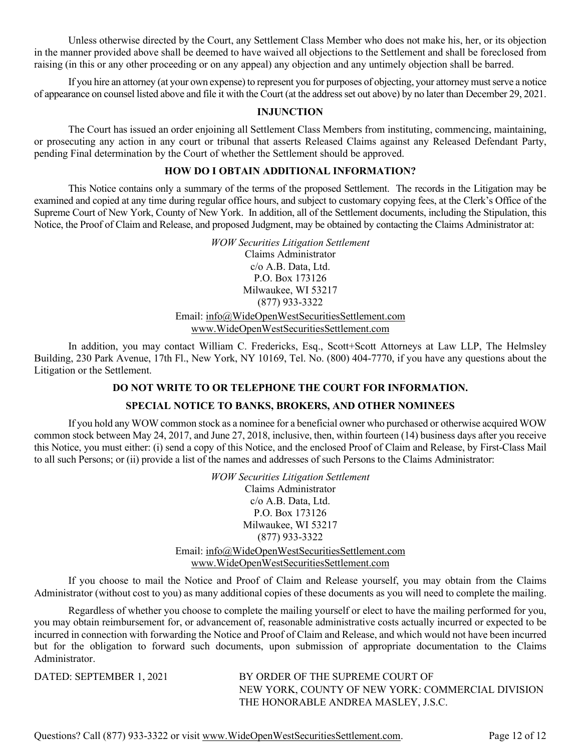Unless otherwise directed by the Court, any Settlement Class Member who does not make his, her, or its objection in the manner provided above shall be deemed to have waived all objections to the Settlement and shall be foreclosed from raising (in this or any other proceeding or on any appeal) any objection and any untimely objection shall be barred.

If you hire an attorney (at your own expense) to represent you for purposes of objecting, your attorney must serve a notice of appearance on counsel listed above and file it with the Court (at the address set out above) by no later than December 29, 2021.

## INJUNCTION

The Court has issued an order enjoining all Settlement Class Members from instituting, commencing, maintaining, or prosecuting any action in any court or tribunal that asserts Released Claims against any Released Defendant Party, pending Final determination by the Court of whether the Settlement should be approved.

## HOW DO I OBTAIN ADDITIONAL INFORMATION?

This Notice contains only a summary of the terms of the proposed Settlement. The records in the Litigation may be examined and copied at any time during regular office hours, and subject to customary copying fees, at the Clerk's Office of the Supreme Court of New York, County of New York. In addition, all of the Settlement documents, including the Stipulation, this Notice, the Proof of Claim and Release, and proposed Judgment, may be obtained by contacting the Claims Administrator at:

*WOW Securities Litigation Settlement*
Claims Administrator
c/o A.B. Data, Ltd.
P.O. Box 173126
Milwaukee, WI 53217
(877) 933-3322
Email: info@WideOpenWestSecuritiesSettlement.com
www.WideOpenWestSecuritiesSettlement.com

In addition, you may contact William C. Fredericks, Esq., Scott+Scott Attorneys at Law LLP, The Helmsley Building, 230 Park Avenue, 17th Fl., New York, NY 10169, Tel. No. (800) 404-7770, if you have any questions about the Litigation or the Settlement.

## DO NOT WRITE TO OR TELEPHONE THE COURT FOR INFORMATION.

## SPECIAL NOTICE TO BANKS, BROKERS, AND OTHER NOMINEES

If you hold any WOW common stock as a nominee for a beneficial owner who purchased or otherwise acquired WOW common stock between May 24, 2017, and June 27, 2018, inclusive, then, within fourteen (14) business days after you receive this Notice, you must either: (i) send a copy of this Notice, and the enclosed Proof of Claim and Release, by First-Class Mail to all such Persons; or (ii) provide a list of the names and addresses of such Persons to the Claims Administrator:

*WOW Securities Litigation Settlement*
Claims Administrator
c/o A.B. Data, Ltd.
P.O. Box 173126
Milwaukee, WI 53217
(877) 933-3322
Email: info@WideOpenWestSecuritiesSettlement.com
www.WideOpenWestSecuritiesSettlement.com

If you choose to mail the Notice and Proof of Claim and Release yourself, you may obtain from the Claims Administrator (without cost to you) as many additional copies of these documents as you will need to complete the mailing.

Regardless of whether you choose to complete the mailing yourself or elect to have the mailing performed for you, you may obtain reimbursement for, or advancement of, reasonable administrative costs actually incurred or expected to be incurred in connection with forwarding the Notice and Proof of Claim and Release, and which would not have been incurred but for the obligation to forward such documents, upon submission of appropriate documentation to the Claims Administrator.

DATED: SEPTEMBER 1, 2021

BY ORDER OF THE SUPREME COURT OF
NEW YORK, COUNTY OF NEW YORK: COMMERCIAL DIVISION
THE HONORABLE ANDREA MASLEY, J.S.C.